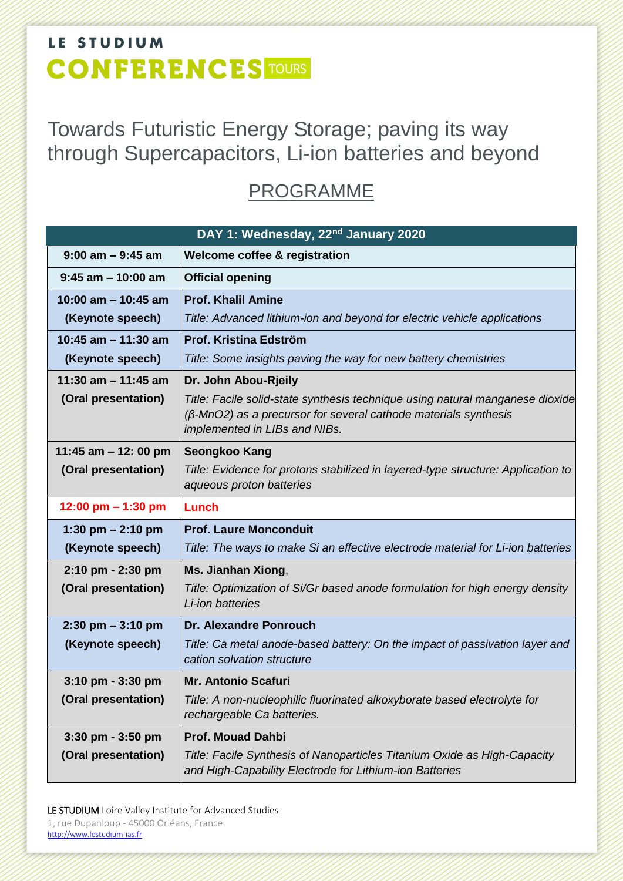# LE STUDIUM CONFERENCES TOURS

## Towards Futuristic Energy Storage; paving its way through Supercapacitors, Li-ion batteries and beyond

## PROGRAMME

| DAY 1: Wednesday, 22[nd] January 2020 | |
|---|---|
| **9:00 am – 9:45 am** | **Welcome coffee & registration** |
| **9:45 am – 10:00 am** | **Official opening** |
| **10:00 am – 10:45 am** **(Keynote speech)** | **Prof. Khalil Amine** *Title: Advanced lithium-ion and beyond for electric vehicle applications* |
| **10:45 am – 11:30 am** **(Keynote speech)** | **Prof. Kristina Edström** *Title: Some insights paving the way for new battery chemistries* |
| **11:30 am – 11:45 am** **(Oral presentation)** | **Dr. John Abou-Rjeily** *Title: Facile solid-state synthesis technique using natural manganese dioxide (β-MnO2) as a precursor for several cathode materials synthesis implemented in LIBs and NIBs.* |
| **11:45 am – 12: 00 pm** **(Oral presentation)** | **Seongkoo Kang** *Title: Evidence for protons stabilized in layered-type structure: Application to aqueous proton batteries* |
| **12:00 pm – 1:30 pm** | **Lunch** |
| **1:30 pm – 2:10 pm** **(Keynote speech)** | **Prof. Laure Monconduit** *Title: The ways to make Si an effective electrode material for Li-ion batteries* |
| **2:10 pm - 2:30 pm** **(Oral presentation)** | **Ms. Jianhan Xiong**, *Title: Optimization of Si/Gr based anode formulation for high energy density Li-ion batteries* |
| **2:30 pm – 3:10 pm** **(Keynote speech)** | **Dr. Alexandre Ponrouch** *Title: Ca metal anode-based battery: On the impact of passivation layer and cation solvation structure* |
| **3:10 pm - 3:30 pm** **(Oral presentation)** | **Mr. Antonio Scafuri** *Title: A non-nucleophilic fluorinated alkoxyborate based electrolyte for rechargeable Ca batteries.* |
| **3:30 pm - 3:50 pm** **(Oral presentation)** | **Prof. Mouad Dahbi** *Title: Facile Synthesis of Nanoparticles Titanium Oxide as High-Capacity and High-Capability Electrode for Lithium-ion Batteries* |

LE STUDIUM Loire Valley Institute for Advanced Studies
1, rue Dupanloup - 45000 Orléans, France
http://www.lestudium-ias.fr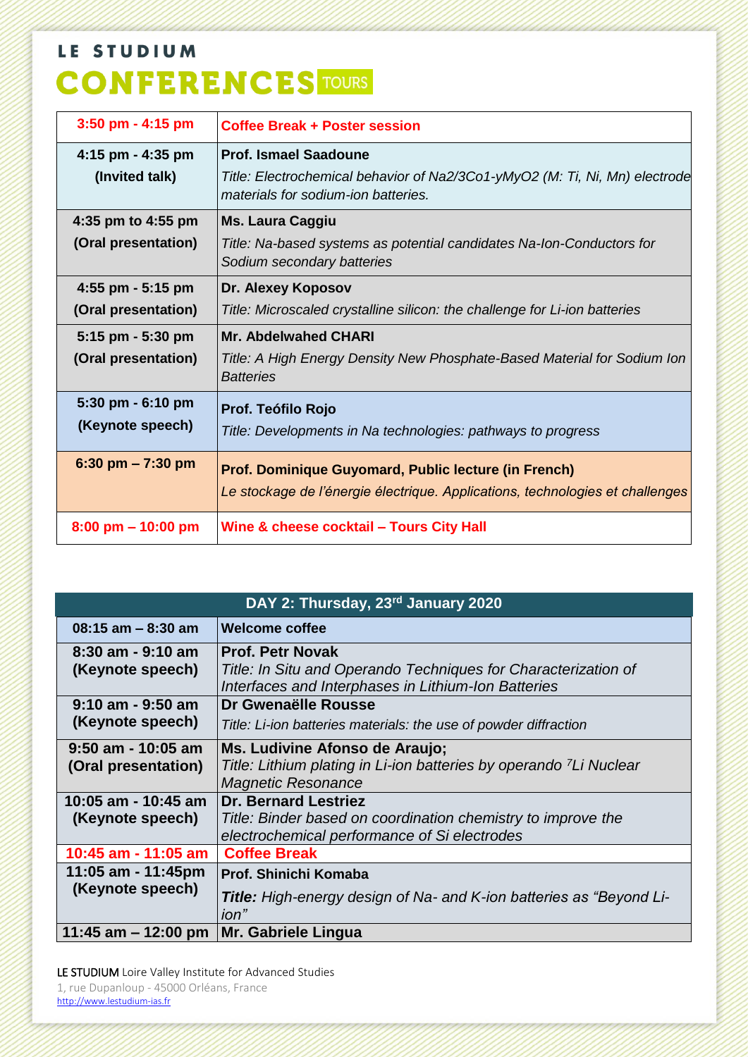**LE STUDIUM**
# CONFERENCES TOURS

| | |
|---|---|
| 3:50 pm - 4:15 pm | **Coffee Break + Poster session** |
| 4:15 pm - 4:35 pm (Invited talk) | **Prof. Ismael Saadoune** *Title: Electrochemical behavior of $Na_{2/3}Co_{1-y}M_yO_2$ (M: Ti, Ni, Mn) electrode materials for sodium-ion batteries.* |
| 4:35 pm to 4:55 pm (Oral presentation) | **Ms. Laura Caggiu** *Title: Na-based systems as potential candidates Na-Ion-Conductors for Sodium secondary batteries* |
| 4:55 pm - 5:15 pm (Oral presentation) | **Dr. Alexey Koposov** *Title: Microscaled crystalline silicon: the challenge for Li-ion batteries* |
| 5:15 pm - 5:30 pm (Oral presentation) | **Mr. Abdelwahed CHARI** *Title: A High Energy Density New Phosphate-Based Material for Sodium Ion Batteries* |
| 5:30 pm - 6:10 pm (Keynote speech) | **Prof. Teófilo Rojo** *Title: Developments in Na technologies: pathways to progress* |
| 6:30 pm – 7:30 pm | **Prof. Dominique Guyomard, Public lecture (in French)** *Le stockage de l'énergie électrique. Applications, technologies et challenges* |
| 8:00 pm – 10:00 pm | **Wine & cheese cocktail – Tours City Hall** |

| DAY 2: Thursday, 23rd January 2020 | |
|---|---|
| 08:15 am – 8:30 am | **Welcome coffee** |
| 8:30 am - 9:10 am (Keynote speech) | **Prof. Petr Novak** *Title: In Situ and Operando Techniques for Characterization of Interfaces and Interphases in Lithium-Ion Batteries* |
| 9:10 am - 9:50 am (Keynote speech) | **Dr Gwenaëlle Rousse** *Title: Li-ion batteries materials: the use of powder diffraction* |
| 9:50 am - 10:05 am (Oral presentation) | **Ms. Ludivine Afonso de Araujo;** *Title: Lithium plating in Li-ion batteries by operando $^{7}Li$ Nuclear Magnetic Resonance* |
| 10:05 am - 10:45 am (Keynote speech) | **Dr. Bernard Lestriez** *Title: Binder based on coordination chemistry to improve the electrochemical performance of Si electrodes* |
| 10:45 am - 11:05 am | **Coffee Break** |
| 11:05 am - 11:45pm (Keynote speech) | **Prof. Shinichi Komaba** ***Title:*** *High-energy design of Na- and K-ion batteries as "Beyond Li-ion"* |
| 11:45 am – 12:00 pm | **Mr. Gabriele Lingua** |

LE STUDIUM Loire Valley Institute for Advanced Studies
1, rue Dupanloup - 45000 Orléans, France
http://www.lestudium-ias.fr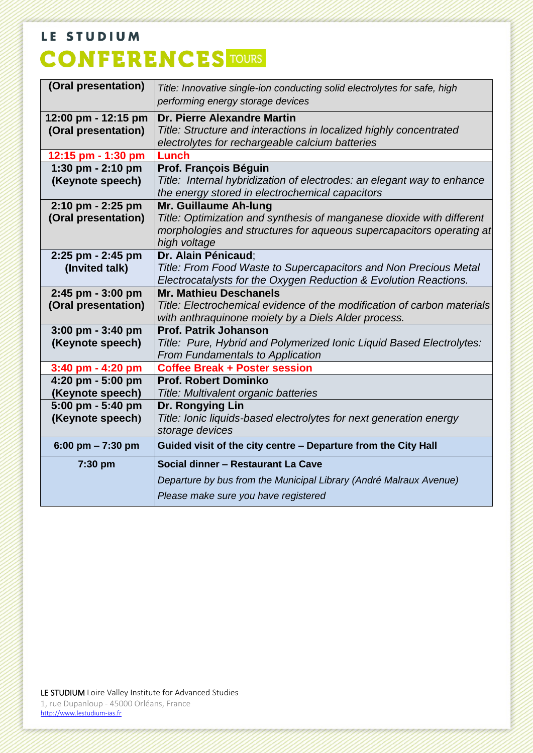# LE STUDIUM CONFERENCES TOURS

| | |
|---|---|
| **(Oral presentation)** | *Title: Innovative single-ion conducting solid electrolytes for safe, high performing energy storage devices* |
| **12:00 pm - 12:15 pm (Oral presentation)** | **Dr. Pierre Alexandre Martin** *Title: Structure and interactions in localized highly concentrated electrolytes for rechargeable calcium batteries* |
| **12:15 pm - 1:30 pm** | **Lunch** |
| **1:30 pm - 2:10 pm (Keynote speech)** | **Prof. François Béguin** *Title: Internal hybridization of electrodes: an elegant way to enhance the energy stored in electrochemical capacitors* |
| **2:10 pm - 2:25 pm (Oral presentation)** | **Mr. Guillaume Ah-lung** *Title: Optimization and synthesis of manganese dioxide with different morphologies and structures for aqueous supercapacitors operating at high voltage* |
| **2:25 pm - 2:45 pm (Invited talk)** | **Dr. Alain Pénicaud**; *Title: From Food Waste to Supercapacitors and Non Precious Metal Electrocatalysts for the Oxygen Reduction & Evolution Reactions.* |
| **2:45 pm - 3:00 pm (Oral presentation)** | **Mr. Mathieu Deschanels** *Title: Electrochemical evidence of the modification of carbon materials with anthraquinone moiety by a Diels Alder process.* |
| **3:00 pm - 3:40 pm (Keynote speech)** | **Prof. Patrik Johanson** *Title: Pure, Hybrid and Polymerized Ionic Liquid Based Electrolytes: From Fundamentals to Application* |
| **3:40 pm - 4:20 pm** | **Coffee Break + Poster session** |
| **4:20 pm - 5:00 pm (Keynote speech)** | **Prof. Robert Dominko** *Title: Multivalent organic batteries* |
| **5:00 pm - 5:40 pm (Keynote speech)** | **Dr. Rongying Lin** *Title: Ionic liquids-based electrolytes for next generation energy storage devices* |
| **6:00 pm – 7:30 pm** | **Guided visit of the city centre – Departure from the City Hall** |
| **7:30 pm** | **Social dinner – Restaurant La Cave** *Departure by bus from the Municipal Library (André Malraux Avenue)* *Please make sure you have registered* |

**LE STUDIUM** Loire Valley Institute for Advanced Studies
1, rue Dupanloup - 45000 Orléans, France
http://www.lestudium-ias.fr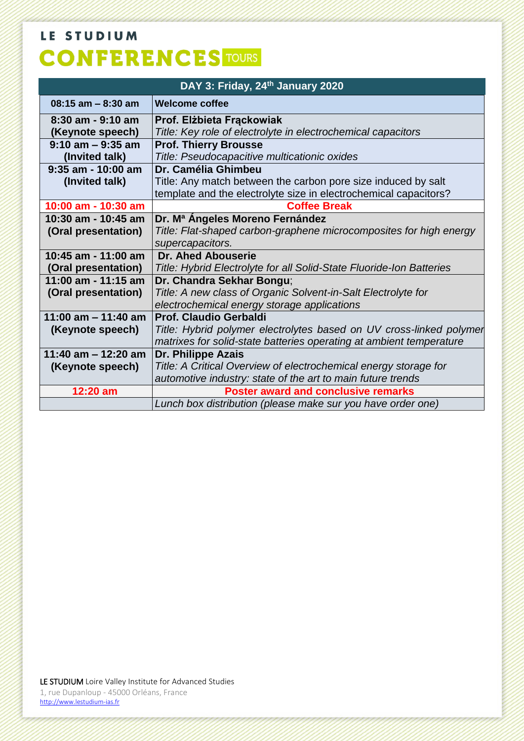# LE STUDIUM CONFERENCES TOURS

| DAY 3: Friday, 24th January 2020 | |
|---|---|
| 08:15 am – 8:30 am | **Welcome coffee** |
| 8:30 am - 9:10 am (Keynote speech) | **Prof. Elżbieta Frąckowiak** *Title: Key role of electrolyte in electrochemical capacitors* |
| 9:10 am – 9:35 am (Invited talk) | **Prof. Thierry Brousse** *Title: Pseudocapacitive multicationic oxides* |
| 9:35 am - 10:00 am (Invited talk) | **Dr. Camélia Ghimbeu** Title: Any match between the carbon pore size induced by salt template and the electrolyte size in electrochemical capacitors? |
| 10:00 am - 10:30 am | **Coffee Break** |
| 10:30 am - 10:45 am (Oral presentation) | **Dr. Mª Ángeles Moreno Fernández** *Title: Flat-shaped carbon-graphene microcomposites for high energy supercapacitors.* |
| 10:45 am - 11:00 am (Oral presentation) | **Dr. Ahed Abouserie** *Title: Hybrid Electrolyte for all Solid-State Fluoride-Ion Batteries* |
| 11:00 am - 11:15 am (Oral presentation) | **Dr. Chandra Sekhar Bongu**; *Title: A new class of Organic Solvent-in-Salt Electrolyte for electrochemical energy storage applications* |
| 11:00 am – 11:40 am (Keynote speech) | **Prof. Claudio Gerbaldi** *Title: Hybrid polymer electrolytes based on UV cross-linked polymer matrixes for solid-state batteries operating at ambient temperature* |
| 11:40 am – 12:20 am (Keynote speech) | **Dr. Philippe Azais** *Title: A Critical Overview of electrochemical energy storage for automotive industry: state of the art to main future trends* |
| 12:20 am | **Poster award and conclusive remarks** |
| | *Lunch box distribution (please make sur you have order one)* |

**LE STUDIUM** Loire Valley Institute for Advanced Studies
1, rue Dupanloup - 45000 Orléans, France
http://www.lestudium-ias.fr